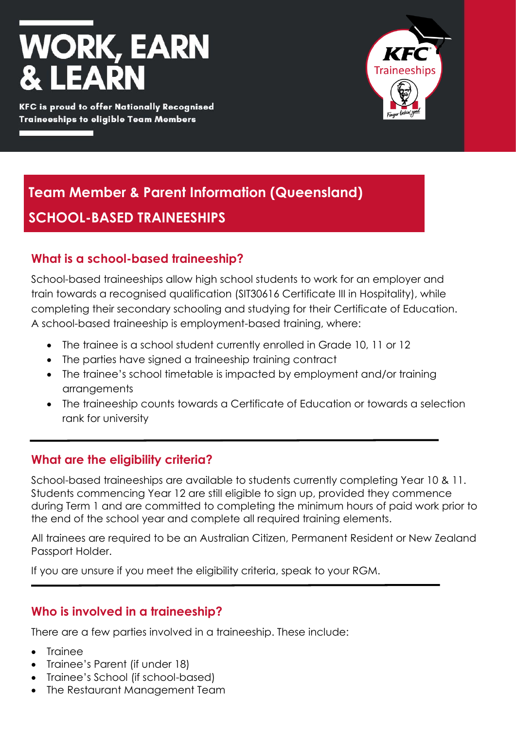# WORK, EARN & LEARN

**KFC is proud to offer Nationally Recognised Traineeships to eligible Team Members**

## Team Member & Parent Information (Queensland)

## SCHOOL-BASED TRAINEESHIPS

### What is a school-based traineeship?

School-based traineeships allow high school students to work for an employer and train towards a recognised qualification (SIT30616 Certificate III in Hospitality), while completing their secondary schooling and studying for their Certificate of Education. A school-based traineeship is employment-based training, where:

- The trainee is a school student currently enrolled in Grade 10, 11 or 12
- The parties have signed a traineeship training contract
- The trainee's school timetable is impacted by employment and/or training arrangements
- The traineeship counts towards a Certificate of Education or towards a selection rank for university

### What are the eligibility criteria?

School-based traineeships are available to students currently completing Year 10 & 11. Students commencing Year 12 are still eligible to sign up, provided they commence during Term 1 and are committed to completing the minimum hours of paid work prior to the end of the school year and complete all required training elements.

All trainees are required to be an Australian Citizen, Permanent Resident or New Zealand Passport Holder.

If you are unsure if you meet the eligibility criteria, speak to your RGM.

### Who is involved in a traineeship?

There are a few parties involved in a traineeship. These include:

- Trainee
- Trainee's Parent (if under 18)
- Trainee's School (if school-based)
- The Restaurant Management Team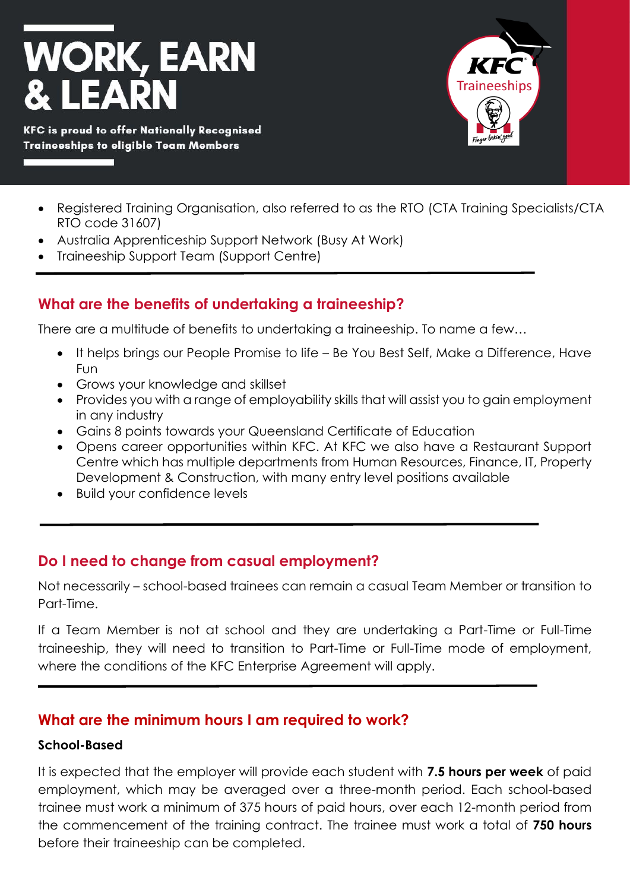# WORK, EARN & LEARN

**KFC is proud to offer Nationally Recognised Traineeships to eligible Team Members**

- Registered Training Organisation, also referred to as the RTO (CTA Training Specialists/CTA RTO code 31607)
- Australia Apprenticeship Support Network (Busy At Work)
- Traineeship Support Team (Support Centre)

## What are the benefits of undertaking a traineeship?

There are a multitude of benefits to undertaking a traineeship. To name a few…

- It helps brings our People Promise to life – Be You Best Self, Make a Difference, Have Fun
- Grows your knowledge and skillset
- Provides you with a range of employability skills that will assist you to gain employment in any industry
- Gains 8 points towards your Queensland Certificate of Education
- Opens career opportunities within KFC. At KFC we also have a Restaurant Support Centre which has multiple departments from Human Resources, Finance, IT, Property Development & Construction, with many entry level positions available
- Build your confidence levels

## Do I need to change from casual employment?

Not necessarily – school-based trainees can remain a casual Team Member or transition to Part-Time.

If a Team Member is not at school and they are undertaking a Part-Time or Full-Time traineeship, they will need to transition to Part-Time or Full-Time mode of employment, where the conditions of the KFC Enterprise Agreement will apply.

## What are the minimum hours I am required to work?

### School-Based

It is expected that the employer will provide each student with **7.5 hours per week** of paid employment, which may be averaged over a three-month period. Each school-based trainee must work a minimum of 375 hours of paid hours, over each 12-month period from the commencement of the training contract. The trainee must work a total of **750 hours** before their traineeship can be completed.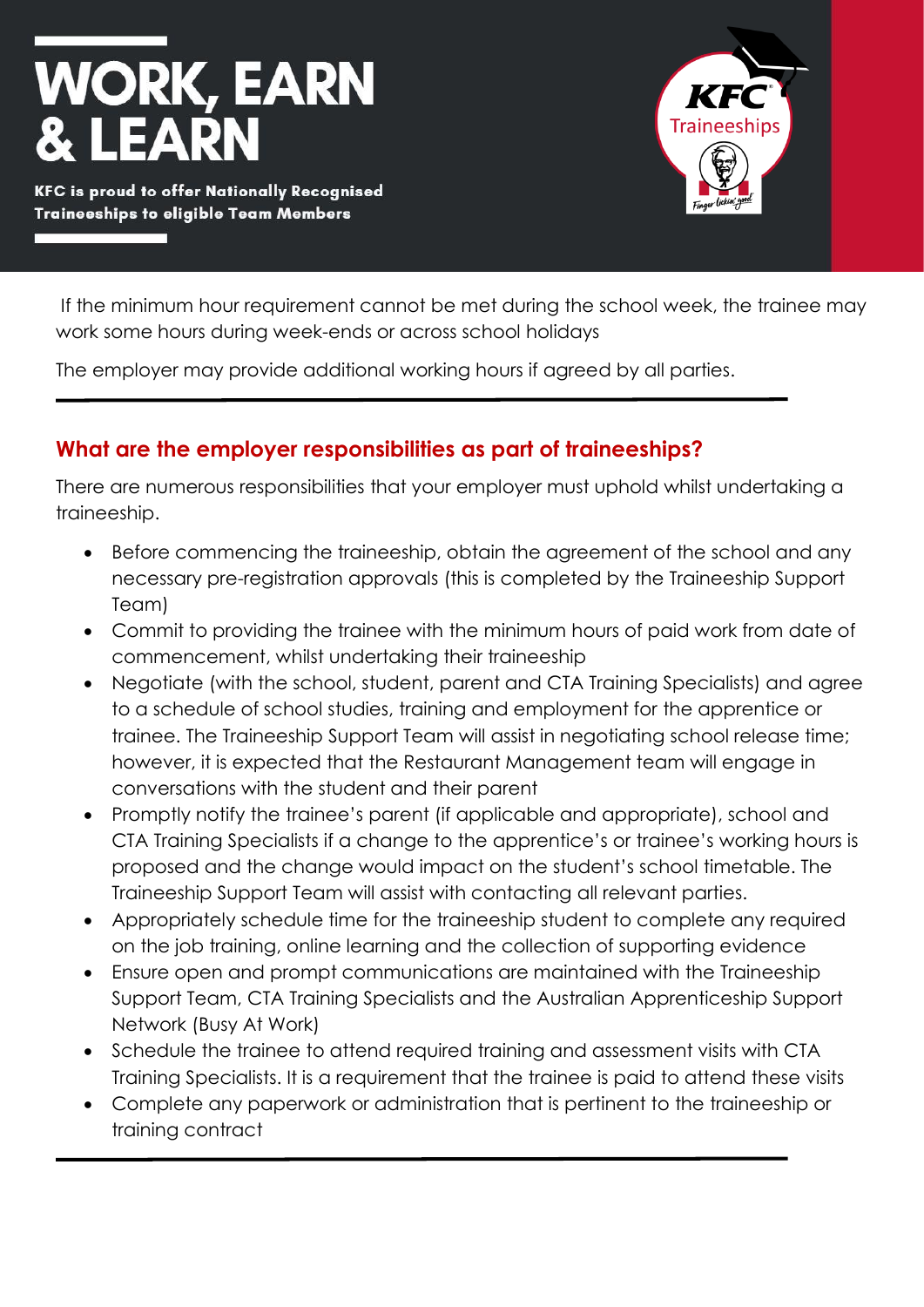# WORK, EARN & LEARN

**KFC is proud to offer Nationally Recognised Traineeships to eligible Team Members**

If the minimum hour requirement cannot be met during the school week, the trainee may work some hours during week-ends or across school holidays

The employer may provide additional working hours if agreed by all parties.

---

## What are the employer responsibilities as part of traineeships?

There are numerous responsibilities that your employer must uphold whilst undertaking a traineeship.

- Before commencing the traineeship, obtain the agreement of the school and any necessary pre-registration approvals (this is completed by the Traineeship Support Team)
- Commit to providing the trainee with the minimum hours of paid work from date of commencement, whilst undertaking their traineeship
- Negotiate (with the school, student, parent and CTA Training Specialists) and agree to a schedule of school studies, training and employment for the apprentice or trainee. The Traineeship Support Team will assist in negotiating school release time; however, it is expected that the Restaurant Management team will engage in conversations with the student and their parent
- Promptly notify the trainee's parent (if applicable and appropriate), school and CTA Training Specialists if a change to the apprentice's or trainee's working hours is proposed and the change would impact on the student's school timetable. The Traineeship Support Team will assist with contacting all relevant parties.
- Appropriately schedule time for the traineeship student to complete any required on the job training, online learning and the collection of supporting evidence
- Ensure open and prompt communications are maintained with the Traineeship Support Team, CTA Training Specialists and the Australian Apprenticeship Support Network (Busy At Work)
- Schedule the trainee to attend required training and assessment visits with CTA Training Specialists. It is a requirement that the trainee is paid to attend these visits
- Complete any paperwork or administration that is pertinent to the traineeship or training contract

---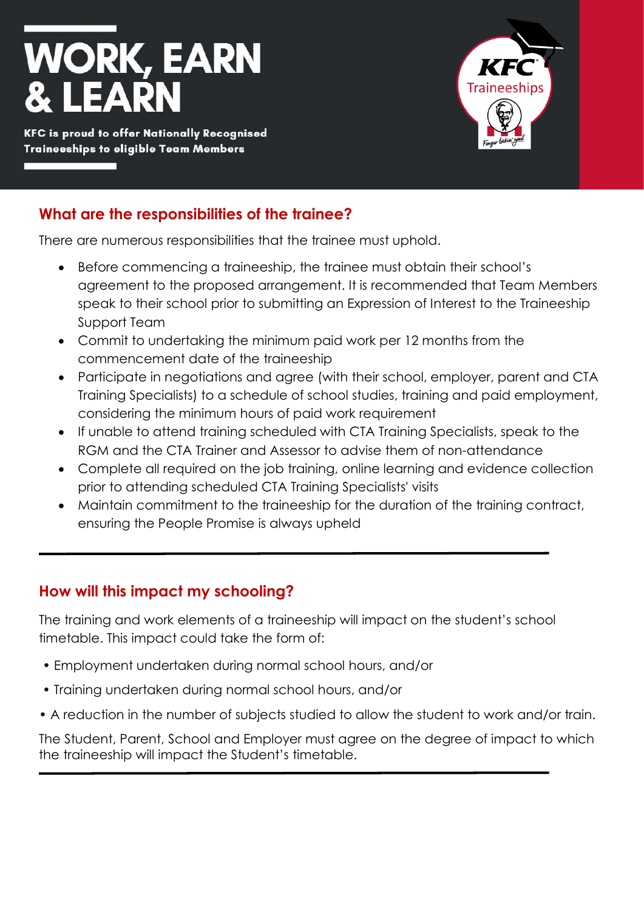# WORK, EARN & LEARN

**KFC is proud to offer Nationally Recognised Traineeships to eligible Team Members**

KFC Traineeships

## What are the responsibilities of the trainee?

There are numerous responsibilities that the trainee must uphold.

- Before commencing a traineeship, the trainee must obtain their school's agreement to the proposed arrangement. It is recommended that Team Members speak to their school prior to submitting an Expression of Interest to the Traineeship Support Team
- Commit to undertaking the minimum paid work per 12 months from the commencement date of the traineeship
- Participate in negotiations and agree (with their school, employer, parent and CTA Training Specialists) to a schedule of school studies, training and paid employment, considering the minimum hours of paid work requirement
- If unable to attend training scheduled with CTA Training Specialists, speak to the RGM and the CTA Trainer and Assessor to advise them of non-attendance
- Complete all required on the job training, online learning and evidence collection prior to attending scheduled CTA Training Specialists' visits
- Maintain commitment to the traineeship for the duration of the training contract, ensuring the People Promise is always upheld

## How will this impact my schooling?

The training and work elements of a traineeship will impact on the student's school timetable. This impact could take the form of:

- Employment undertaken during normal school hours, and/or
- Training undertaken during normal school hours, and/or
- A reduction in the number of subjects studied to allow the student to work and/or train.

The Student, Parent, School and Employer must agree on the degree of impact to which the traineeship will impact the Student's timetable.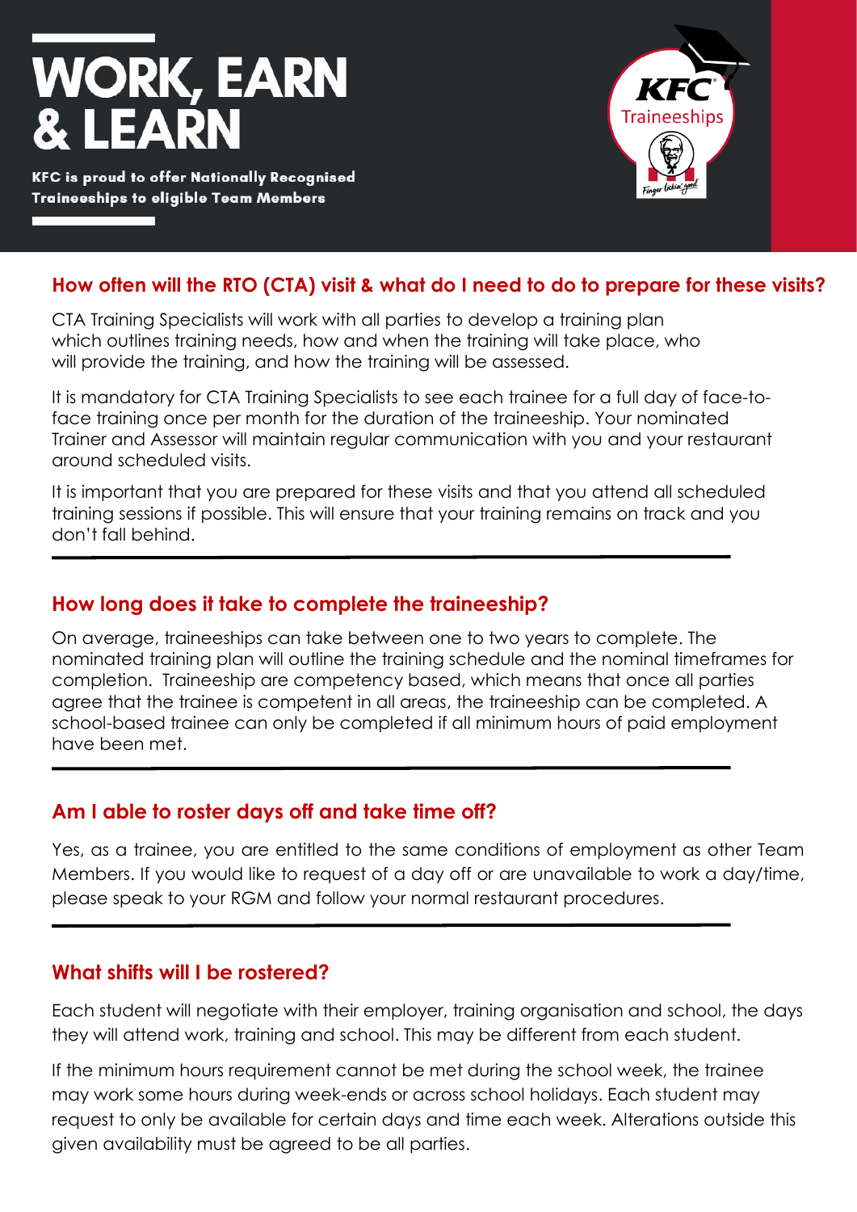# WORK, EARN & LEARN

**KFC is proud to offer Nationally Recognised Traineeships to eligible Team Members**

## How often will the RTO (CTA) visit & what do I need to do to prepare for these visits?

CTA Training Specialists will work with all parties to develop a training plan which outlines training needs, how and when the training will take place, who will provide the training, and how the training will be assessed.

It is mandatory for CTA Training Specialists to see each trainee for a full day of face-to-face training once per month for the duration of the traineeship. Your nominated Trainer and Assessor will maintain regular communication with you and your restaurant around scheduled visits.

It is important that you are prepared for these visits and that you attend all scheduled training sessions if possible. This will ensure that your training remains on track and you don't fall behind.

## How long does it take to complete the traineeship?

On average, traineeships can take between one to two years to complete. The nominated training plan will outline the training schedule and the nominal timeframes for completion. Traineeship are competency based, which means that once all parties agree that the trainee is competent in all areas, the traineeship can be completed. A school-based trainee can only be completed if all minimum hours of paid employment have been met.

## Am I able to roster days off and take time off?

Yes, as a trainee, you are entitled to the same conditions of employment as other Team Members. If you would like to request of a day off or are unavailable to work a day/time, please speak to your RGM and follow your normal restaurant procedures.

## What shifts will I be rostered?

Each student will negotiate with their employer, training organisation and school, the days they will attend work, training and school. This may be different from each student.

If the minimum hours requirement cannot be met during the school week, the trainee may work some hours during week-ends or across school holidays. Each student may request to only be available for certain days and time each week. Alterations outside this given availability must be agreed to be all parties.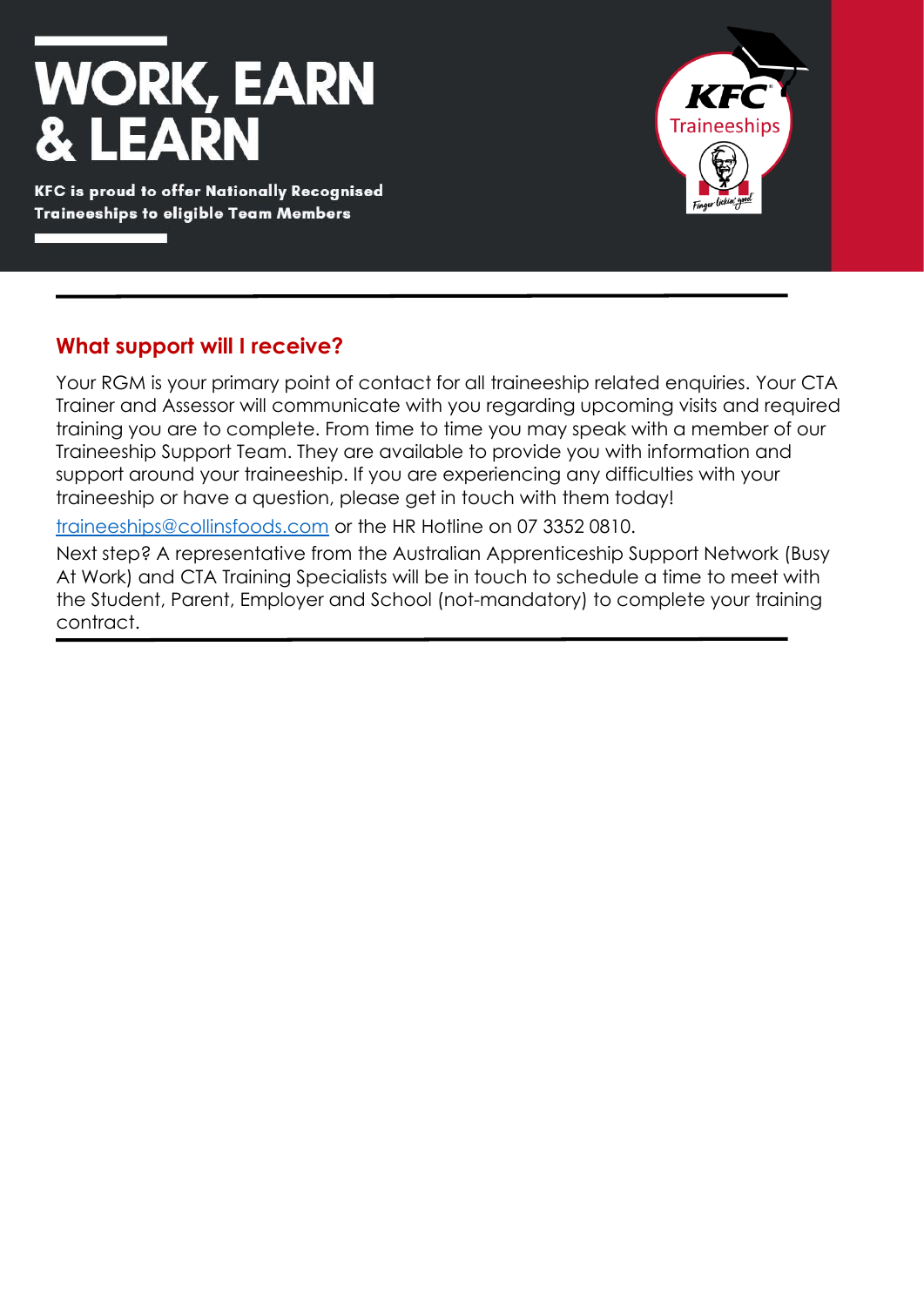# WORK, EARN & LEARN

**KFC is proud to offer Nationally Recognised Traineeships to eligible Team Members**

KFC Traineeships

Finger lickin' good

## What support will I receive?

Your RGM is your primary point of contact for all traineeship related enquiries. Your CTA Trainer and Assessor will communicate with you regarding upcoming visits and required training you are to complete. From time to time you may speak with a member of our Traineeship Support Team. They are available to provide you with information and support around your traineeship. If you are experiencing any difficulties with your traineeship or have a question, please get in touch with them today!

traineeships@collinsfoods.com or the HR Hotline on 07 3352 0810.

Next step? A representative from the Australian Apprenticeship Support Network (Busy At Work) and CTA Training Specialists will be in touch to schedule a time to meet with the Student, Parent, Employer and School (not-mandatory) to complete your training contract.